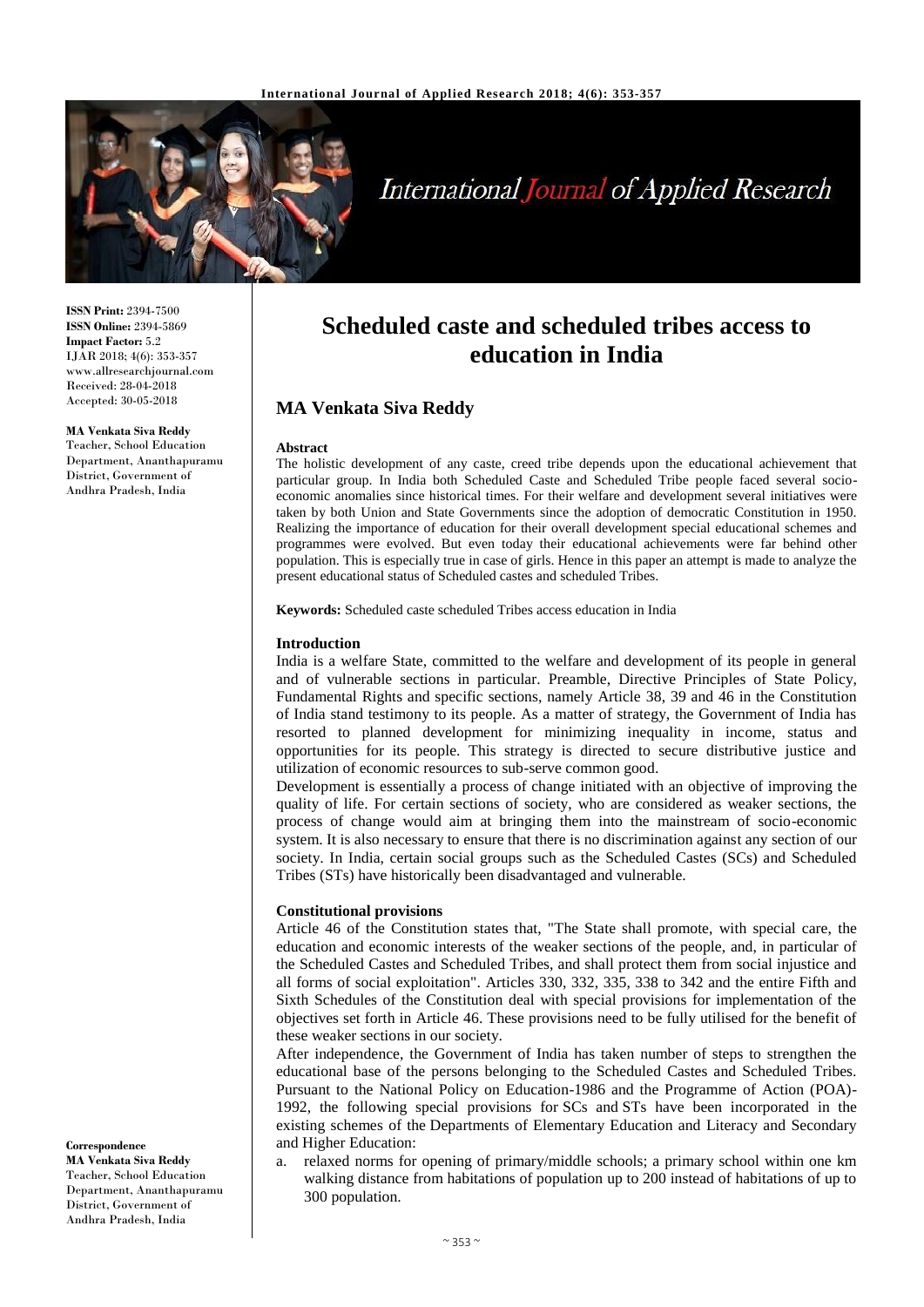**ISSN Print:** 2394-7500
**ISSN Online:** 2394-5869
**Impact Factor:** 5.2
IJAR 2018; 4(6): 353-357
www.allresearchjournal.com
Received: 28-04-2018
Accepted: 30-05-2018

**MA Venkata Siva Reddy**
Teacher, School Education Department, Ananthapuramu District, Government of Andhra Pradesh, India

**Correspondence**
**MA Venkata Siva Reddy**
Teacher, School Education Department, Ananthapuramu District, Government of Andhra Pradesh, India

# Scheduled caste and scheduled tribes access to education in India

## MA Venkata Siva Reddy

### Abstract

The holistic development of any caste, creed tribe depends upon the educational achievement that particular group. In India both Scheduled Caste and Scheduled Tribe people faced several socio-economic anomalies since historical times. For their welfare and development several initiatives were taken by both Union and State Governments since the adoption of democratic Constitution in 1950. Realizing the importance of education for their overall development special educational schemes and programmes were evolved. But even today their educational achievements were far behind other population. This is especially true in case of girls. Hence in this paper an attempt is made to analyze the present educational status of Scheduled castes and scheduled Tribes.

**Keywords:** Scheduled caste scheduled Tribes access education in India

### Introduction

India is a welfare State, committed to the welfare and development of its people in general and of vulnerable sections in particular. Preamble, Directive Principles of State Policy, Fundamental Rights and specific sections, namely Article 38, 39 and 46 in the Constitution of India stand testimony to its people. As a matter of strategy, the Government of India has resorted to planned development for minimizing inequality in income, status and opportunities for its people. This strategy is directed to secure distributive justice and utilization of economic resources to sub-serve common good.

Development is essentially a process of change initiated with an objective of improving the quality of life. For certain sections of society, who are considered as weaker sections, the process of change would aim at bringing them into the mainstream of socio-economic system. It is also necessary to ensure that there is no discrimination against any section of our society. In India, certain social groups such as the Scheduled Castes (SCs) and Scheduled Tribes (STs) have historically been disadvantaged and vulnerable.

### Constitutional provisions

Article 46 of the Constitution states that, "The State shall promote, with special care, the education and economic interests of the weaker sections of the people, and, in particular of the Scheduled Castes and Scheduled Tribes, and shall protect them from social injustice and all forms of social exploitation". Articles 330, 332, 335, 338 to 342 and the entire Fifth and Sixth Schedules of the Constitution deal with special provisions for implementation of the objectives set forth in Article 46. These provisions need to be fully utilised for the benefit of these weaker sections in our society.

After independence, the Government of India has taken number of steps to strengthen the educational base of the persons belonging to the Scheduled Castes and Scheduled Tribes. Pursuant to the National Policy on Education-1986 and the Programme of Action (POA)-1992, the following special provisions for SCs and STs have been incorporated in the existing schemes of the Departments of Elementary Education and Literacy and Secondary and Higher Education:

a. relaxed norms for opening of primary/middle schools; a primary school within one km walking distance from habitations of population up to 200 instead of habitations of up to 300 population.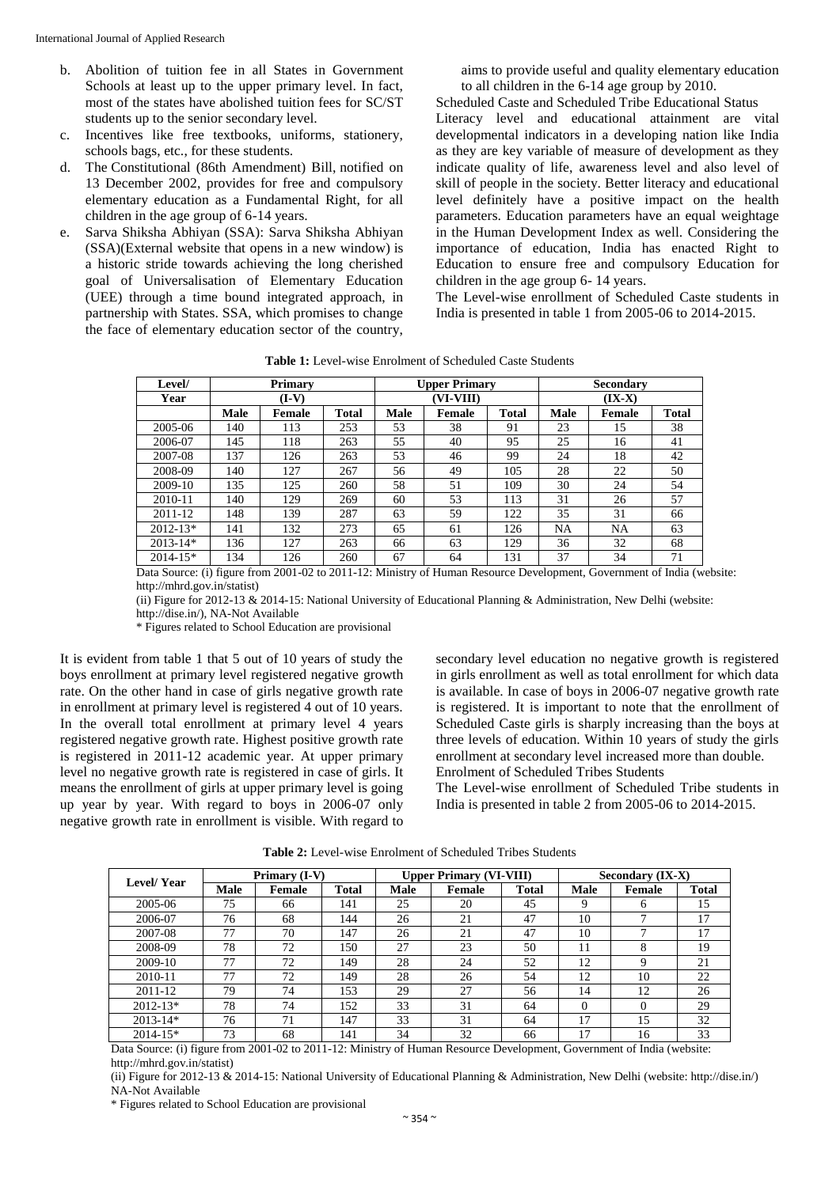b. Abolition of tuition fee in all States in Government Schools at least up to the upper primary level. In fact, most of the states have abolished tuition fees for SC/ST students up to the senior secondary level.
c. Incentives like free textbooks, uniforms, stationery, schools bags, etc., for these students.
d. The Constitutional (86th Amendment) Bill, notified on 13 December 2002, provides for free and compulsory elementary education as a Fundamental Right, for all children in the age group of 6-14 years.
e. Sarva Shiksha Abhiyan (SSA): Sarva Shiksha Abhiyan (SSA)(External website that opens in a new window) is a historic stride towards achieving the long cherished goal of Universalisation of Elementary Education (UEE) through a time bound integrated approach, in partnership with States. SSA, which promises to change the face of elementary education sector of the country, aims to provide useful and quality elementary education to all children in the 6-14 age group by 2010.

Scheduled Caste and Scheduled Tribe Educational Status

Literacy level and educational attainment are vital developmental indicators in a developing nation like India as they are key variable of measure of development as they indicate quality of life, awareness level and also level of skill of people in the society. Better literacy and educational level definitely have a positive impact on the health parameters. Education parameters have an equal weightage in the Human Development Index as well. Considering the importance of education, India has enacted Right to Education to ensure free and compulsory Education for children in the age group 6- 14 years.

The Level-wise enrollment of Scheduled Caste students in India is presented in table 1 from 2005-06 to 2014-2015.

**Table 1:** Level-wise Enrolment of Scheduled Caste Students

| Level/ Year | Primary (I-V) | | | Upper Primary (VI-VIII) | | | Secondary (IX-X) | | |
|---|---|---|---|---|---|---|---|---|---|
| | Male | Female | Total | Male | Female | Total | Male | Female | Total |
| 2005-06 | 140 | 113 | 253 | 53 | 38 | 91 | 23 | 15 | 38 |
| 2006-07 | 145 | 118 | 263 | 55 | 40 | 95 | 25 | 16 | 41 |
| 2007-08 | 137 | 126 | 263 | 53 | 46 | 99 | 24 | 18 | 42 |
| 2008-09 | 140 | 127 | 267 | 56 | 49 | 105 | 28 | 22 | 50 |
| 2009-10 | 135 | 125 | 260 | 58 | 51 | 109 | 30 | 24 | 54 |
| 2010-11 | 140 | 129 | 269 | 60 | 53 | 113 | 31 | 26 | 57 |
| 2011-12 | 148 | 139 | 287 | 63 | 59 | 122 | 35 | 31 | 66 |
| 2012-13* | 141 | 132 | 273 | 65 | 61 | 126 | NA | NA | 63 |
| 2013-14* | 136 | 127 | 263 | 66 | 63 | 129 | 36 | 32 | 68 |
| 2014-15* | 134 | 126 | 260 | 67 | 64 | 131 | 37 | 34 | 71 |

Data Source: (i) figure from 2001-02 to 2011-12: Ministry of Human Resource Development, Government of India (website: http://mhrd.gov.in/statist)

(ii) Figure for 2012-13 & 2014-15: National University of Educational Planning & Administration, New Delhi (website: http://dise.in/), NA-Not Available

* Figures related to School Education are provisional

It is evident from table 1 that 5 out of 10 years of study the boys enrollment at primary level registered negative growth rate. On the other hand in case of girls negative growth rate in enrollment at primary level is registered 4 out of 10 years. In the overall total enrollment at primary level 4 years registered negative growth rate. Highest positive growth rate is registered in 2011-12 academic year. At upper primary level no negative growth rate is registered in case of girls. It means the enrollment of girls at upper primary level is going up year by year. With regard to boys in 2006-07 only negative growth rate in enrollment is visible. With regard to secondary level education no negative growth is registered in girls enrollment as well as total enrollment for which data is available. In case of boys in 2006-07 negative growth rate is registered. It is important to note that the enrollment of Scheduled Caste girls is sharply increasing than the boys at three levels of education. Within 10 years of study the girls enrollment at secondary level increased more than double.

Enrolment of Scheduled Tribes Students

The Level-wise enrollment of Scheduled Tribe students in India is presented in table 2 from 2005-06 to 2014-2015.

**Table 2:** Level-wise Enrolment of Scheduled Tribes Students

| Level/ Year | Primary (I-V) | | | Upper Primary (VI-VIII) | | | Secondary (IX-X) | | |
|---|---|---|---|---|---|---|---|---|---|
| | Male | Female | Total | Male | Female | Total | Male | Female | Total |
| 2005-06 | 75 | 66 | 141 | 25 | 20 | 45 | 9 | 6 | 15 |
| 2006-07 | 76 | 68 | 144 | 26 | 21 | 47 | 10 | 7 | 17 |
| 2007-08 | 77 | 70 | 147 | 26 | 21 | 47 | 10 | 7 | 17 |
| 2008-09 | 78 | 72 | 150 | 27 | 23 | 50 | 11 | 8 | 19 |
| 2009-10 | 77 | 72 | 149 | 28 | 24 | 52 | 12 | 9 | 21 |
| 2010-11 | 77 | 72 | 149 | 28 | 26 | 54 | 12 | 10 | 22 |
| 2011-12 | 79 | 74 | 153 | 29 | 27 | 56 | 14 | 12 | 26 |
| 2012-13* | 78 | 74 | 152 | 33 | 31 | 64 | 0 | 0 | 29 |
| 2013-14* | 76 | 71 | 147 | 33 | 31 | 64 | 17 | 15 | 32 |
| 2014-15* | 73 | 68 | 141 | 34 | 32 | 66 | 17 | 16 | 33 |

Data Source: (i) figure from 2001-02 to 2011-12: Ministry of Human Resource Development, Government of India (website: http://mhrd.gov.in/statist)

(ii) Figure for 2012-13 & 2014-15: National University of Educational Planning & Administration, New Delhi (website: http://dise.in/) NA-Not Available

* Figures related to School Education are provisional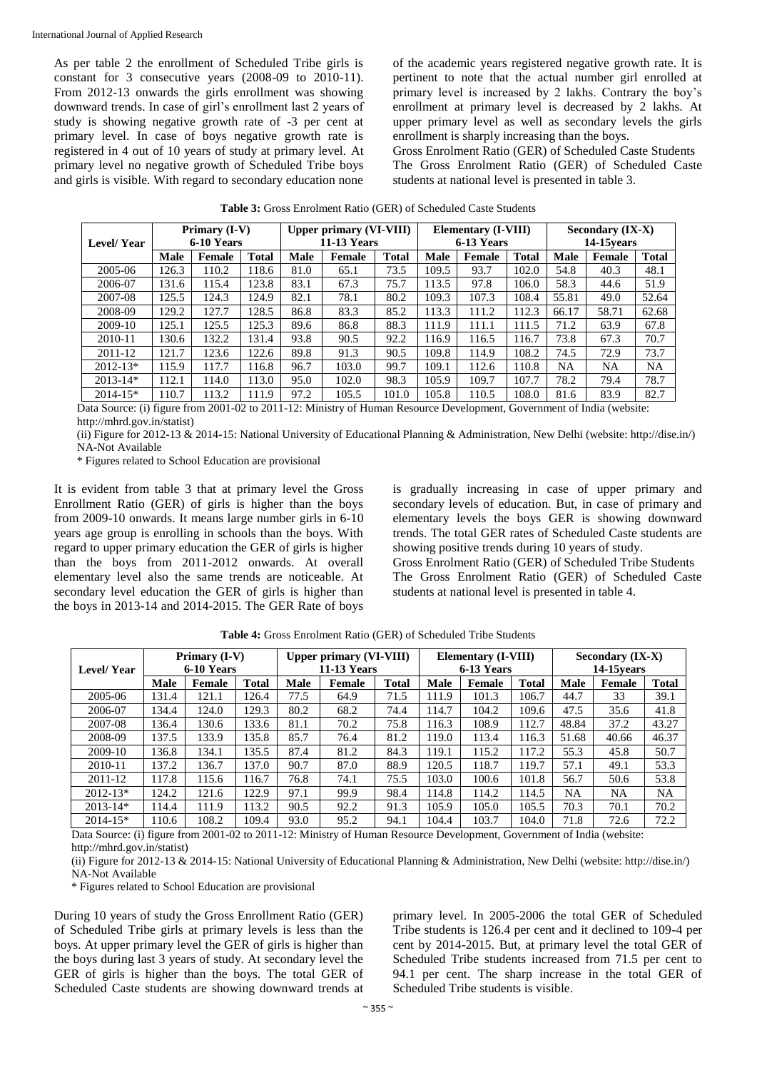As per table 2 the enrollment of Scheduled Tribe girls is constant for 3 consecutive years (2008-09 to 2010-11). From 2012-13 onwards the girls enrollment was showing downward trends. In case of girl's enrollment last 2 years of study is showing negative growth rate of -3 per cent at primary level. In case of boys negative growth rate is registered in 4 out of 10 years of study at primary level. At primary level no negative growth of Scheduled Tribe boys and girls is visible. With regard to secondary education none of the academic years registered negative growth rate. It is pertinent to note that the actual number girl enrolled at primary level is increased by 2 lakhs. Contrary the boy's enrollment at primary level is decreased by 2 lakhs. At upper primary level as well as secondary levels the girls enrollment is sharply increasing than the boys.

Gross Enrolment Ratio (GER) of Scheduled Caste Students

The Gross Enrolment Ratio (GER) of Scheduled Caste students at national level is presented in table 3.

**Table 3:** Gross Enrolment Ratio (GER) of Scheduled Caste Students

| Level/ Year | Primary (I-V) 6-10 Years | | | Upper primary (VI-VIII) 11-13 Years | | | Elementary (I-VIII) 6-13 Years | | | Secondary (IX-X) 14-15years | | |
|---|---|---|---|---|---|---|---|---|---|---|---|---|
| | Male | Female | Total | Male | Female | Total | Male | Female | Total | Male | Female | Total |
| 2005-06 | 126.3 | 110.2 | 118.6 | 81.0 | 65.1 | 73.5 | 109.5 | 93.7 | 102.0 | 54.8 | 40.3 | 48.1 |
| 2006-07 | 131.6 | 115.4 | 123.8 | 83.1 | 67.3 | 75.7 | 113.5 | 97.8 | 106.0 | 58.3 | 44.6 | 51.9 |
| 2007-08 | 125.5 | 124.3 | 124.9 | 82.1 | 78.1 | 80.2 | 109.3 | 107.3 | 108.4 | 55.81 | 49.0 | 52.64 |
| 2008-09 | 129.2 | 127.7 | 128.5 | 86.8 | 83.3 | 85.2 | 113.3 | 111.2 | 112.3 | 66.17 | 58.71 | 62.68 |
| 2009-10 | 125.1 | 125.5 | 125.3 | 89.6 | 86.8 | 88.3 | 111.9 | 111.1 | 111.5 | 71.2 | 63.9 | 67.8 |
| 2010-11 | 130.6 | 132.2 | 131.4 | 93.8 | 90.5 | 92.2 | 116.9 | 116.5 | 116.7 | 73.8 | 67.3 | 70.7 |
| 2011-12 | 121.7 | 123.6 | 122.6 | 89.8 | 91.3 | 90.5 | 109.8 | 114.9 | 108.2 | 74.5 | 72.9 | 73.7 |
| 2012-13* | 115.9 | 117.7 | 116.8 | 96.7 | 103.0 | 99.7 | 109.1 | 112.6 | 110.8 | NA | NA | NA |
| 2013-14* | 112.1 | 114.0 | 113.0 | 95.0 | 102.0 | 98.3 | 105.9 | 109.7 | 107.7 | 78.2 | 79.4 | 78.7 |
| 2014-15* | 110.7 | 113.2 | 111.9 | 97.2 | 105.5 | 101.0 | 105.8 | 110.5 | 108.0 | 81.6 | 83.9 | 82.7 |

Data Source: (i) figure from 2001-02 to 2011-12: Ministry of Human Resource Development, Government of India (website: http://mhrd.gov.in/statist)

(ii) Figure for 2012-13 & 2014-15: National University of Educational Planning & Administration, New Delhi (website: http://dise.in/)

NA-Not Available

\* Figures related to School Education are provisional

It is evident from table 3 that at primary level the Gross Enrollment Ratio (GER) of girls is higher than the boys from 2009-10 onwards. It means large number girls in 6-10 years age group is enrolling in schools than the boys. With regard to upper primary education the GER of girls is higher than the boys from 2011-2012 onwards. At overall elementary level also the same trends are noticeable. At secondary level education the GER of girls is higher than the boys in 2013-14 and 2014-2015. The GER Rate of boys is gradually increasing in case of upper primary and secondary levels of education. But, in case of primary and elementary levels the boys GER is showing downward trends. The total GER rates of Scheduled Caste students are showing positive trends during 10 years of study.

Gross Enrolment Ratio (GER) of Scheduled Tribe Students

The Gross Enrolment Ratio (GER) of Scheduled Caste students at national level is presented in table 4.

**Table 4:** Gross Enrolment Ratio (GER) of Scheduled Tribe Students

| Level/ Year | Primary (I-V) 6-10 Years | | | Upper primary (VI-VIII) 11-13 Years | | | Elementary (I-VIII) 6-13 Years | | | Secondary (IX-X) 14-15years | | |
|---|---|---|---|---|---|---|---|---|---|---|---|---|
| | Male | Female | Total | Male | Female | Total | Male | Female | Total | Male | Female | Total |
| 2005-06 | 131.4 | 121.1 | 126.4 | 77.5 | 64.9 | 71.5 | 111.9 | 101.3 | 106.7 | 44.7 | 33 | 39.1 |
| 2006-07 | 134.4 | 124.0 | 129.3 | 80.2 | 68.2 | 74.4 | 114.7 | 104.2 | 109.6 | 47.5 | 35.6 | 41.8 |
| 2007-08 | 136.4 | 130.6 | 133.6 | 81.1 | 70.2 | 75.8 | 116.3 | 108.9 | 112.7 | 48.84 | 37.2 | 43.27 |
| 2008-09 | 137.5 | 133.9 | 135.8 | 85.7 | 76.4 | 81.2 | 119.0 | 113.4 | 116.3 | 51.68 | 40.66 | 46.37 |
| 2009-10 | 136.8 | 134.1 | 135.5 | 87.4 | 81.2 | 84.3 | 119.1 | 115.2 | 117.2 | 55.3 | 45.8 | 50.7 |
| 2010-11 | 137.2 | 136.7 | 137.0 | 90.7 | 87.0 | 88.9 | 120.5 | 118.7 | 119.7 | 57.1 | 49.1 | 53.3 |
| 2011-12 | 117.8 | 115.6 | 116.7 | 76.8 | 74.1 | 75.5 | 103.0 | 100.6 | 101.8 | 56.7 | 50.6 | 53.8 |
| 2012-13* | 124.2 | 121.6 | 122.9 | 97.1 | 99.9 | 98.4 | 114.8 | 114.2 | 114.5 | NA | NA | NA |
| 2013-14* | 114.4 | 111.9 | 113.2 | 90.5 | 92.2 | 91.3 | 105.9 | 105.0 | 105.5 | 70.3 | 70.1 | 70.2 |
| 2014-15* | 110.6 | 108.2 | 109.4 | 93.0 | 95.2 | 94.1 | 104.4 | 103.7 | 104.0 | 71.8 | 72.6 | 72.2 |

Data Source: (i) figure from 2001-02 to 2011-12: Ministry of Human Resource Development, Government of India (website: http://mhrd.gov.in/statist)

(ii) Figure for 2012-13 & 2014-15: National University of Educational Planning & Administration, New Delhi (website: http://dise.in/)

NA-Not Available

\* Figures related to School Education are provisional

During 10 years of study the Gross Enrollment Ratio (GER) of Scheduled Tribe girls at primary levels is less than the boys. At upper primary level the GER of girls is higher than the boys during last 3 years of study. At secondary level the GER of girls is higher than the boys. The total GER of Scheduled Caste students are showing downward trends at primary level. In 2005-2006 the total GER of Scheduled Tribe students is 126.4 per cent and it declined to 109-4 per cent by 2014-2015. But, at primary level the total GER of Scheduled Tribe students increased from 71.5 per cent to 94.1 per cent. The sharp increase in the total GER of Scheduled Tribe students is visible.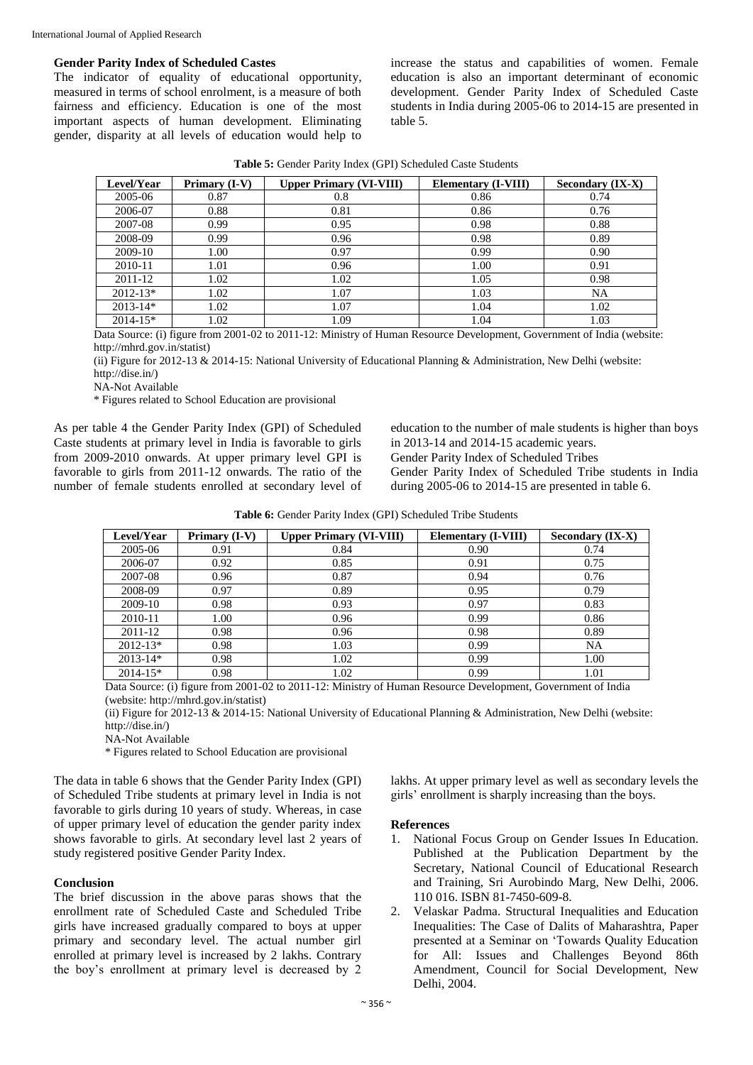### Gender Parity Index of Scheduled Castes

The indicator of equality of educational opportunity, measured in terms of school enrolment, is a measure of both fairness and efficiency. Education is one of the most important aspects of human development. Eliminating gender, disparity at all levels of education would help to increase the status and capabilities of women. Female education is also an important determinant of economic development. Gender Parity Index of Scheduled Caste students in India during 2005-06 to 2014-15 are presented in table 5.

**Table 5:** Gender Parity Index (GPI) Scheduled Caste Students

| Level/Year | Primary (I-V) | Upper Primary (VI-VIII) | Elementary (I-VIII) | Secondary (IX-X) |
|---|---|---|---|---|
| 2005-06 | 0.87 | 0.8 | 0.86 | 0.74 |
| 2006-07 | 0.88 | 0.81 | 0.86 | 0.76 |
| 2007-08 | 0.99 | 0.95 | 0.98 | 0.88 |
| 2008-09 | 0.99 | 0.96 | 0.98 | 0.89 |
| 2009-10 | 1.00 | 0.97 | 0.99 | 0.90 |
| 2010-11 | 1.01 | 0.96 | 1.00 | 0.91 |
| 2011-12 | 1.02 | 1.02 | 1.05 | 0.98 |
| 2012-13* | 1.02 | 1.07 | 1.03 | NA |
| 2013-14* | 1.02 | 1.07 | 1.04 | 1.02 |
| 2014-15* | 1.02 | 1.09 | 1.04 | 1.03 |

Data Source: (i) figure from 2001-02 to 2011-12: Ministry of Human Resource Development, Government of India (website: http://mhrd.gov.in/statist)

(ii) Figure for 2012-13 & 2014-15: National University of Educational Planning & Administration, New Delhi (website: http://dise.in/)

NA-Not Available

* Figures related to School Education are provisional

As per table 4 the Gender Parity Index (GPI) of Scheduled Caste students at primary level in India is favorable to girls from 2009-2010 onwards. At upper primary level GPI is favorable to girls from 2011-12 onwards. The ratio of the number of female students enrolled at secondary level of education to the number of male students is higher than boys in 2013-14 and 2014-15 academic years.

Gender Parity Index of Scheduled Tribes

Gender Parity Index of Scheduled Tribe students in India during 2005-06 to 2014-15 are presented in table 6.

**Table 6:** Gender Parity Index (GPI) Scheduled Tribe Students

| Level/Year | Primary (I-V) | Upper Primary (VI-VIII) | Elementary (I-VIII) | Secondary (IX-X) |
|---|---|---|---|---|
| 2005-06 | 0.91 | 0.84 | 0.90 | 0.74 |
| 2006-07 | 0.92 | 0.85 | 0.91 | 0.75 |
| 2007-08 | 0.96 | 0.87 | 0.94 | 0.76 |
| 2008-09 | 0.97 | 0.89 | 0.95 | 0.79 |
| 2009-10 | 0.98 | 0.93 | 0.97 | 0.83 |
| 2010-11 | 1.00 | 0.96 | 0.99 | 0.86 |
| 2011-12 | 0.98 | 0.96 | 0.98 | 0.89 |
| 2012-13* | 0.98 | 1.03 | 0.99 | NA |
| 2013-14* | 0.98 | 1.02 | 0.99 | 1.00 |
| 2014-15* | 0.98 | 1.02 | 0.99 | 1.01 |

Data Source: (i) figure from 2001-02 to 2011-12: Ministry of Human Resource Development, Government of India (website: http://mhrd.gov.in/statist)

(ii) Figure for 2012-13 & 2014-15: National University of Educational Planning & Administration, New Delhi (website: http://dise.in/)

NA-Not Available

* Figures related to School Education are provisional

The data in table 6 shows that the Gender Parity Index (GPI) of Scheduled Tribe students at primary level in India is not favorable to girls during 10 years of study. Whereas, in case of upper primary level of education the gender parity index shows favorable to girls. At secondary level last 2 years of study registered positive Gender Parity Index.

### Conclusion

The brief discussion in the above paras shows that the enrollment rate of Scheduled Caste and Scheduled Tribe girls have increased gradually compared to boys at upper primary and secondary level. The actual number girl enrolled at primary level is increased by 2 lakhs. Contrary the boy's enrollment at primary level is decreased by 2 lakhs. At upper primary level as well as secondary levels the girls' enrollment is sharply increasing than the boys.

### References

1. National Focus Group on Gender Issues In Education. Published at the Publication Department by the Secretary, National Council of Educational Research and Training, Sri Aurobindo Marg, New Delhi, 2006. 110 016. ISBN 81-7450-609-8.
2. Velaskar Padma. Structural Inequalities and Education Inequalities: The Case of Dalits of Maharashtra, Paper presented at a Seminar on 'Towards Quality Education for All: Issues and Challenges Beyond 86th Amendment, Council for Social Development, New Delhi, 2004.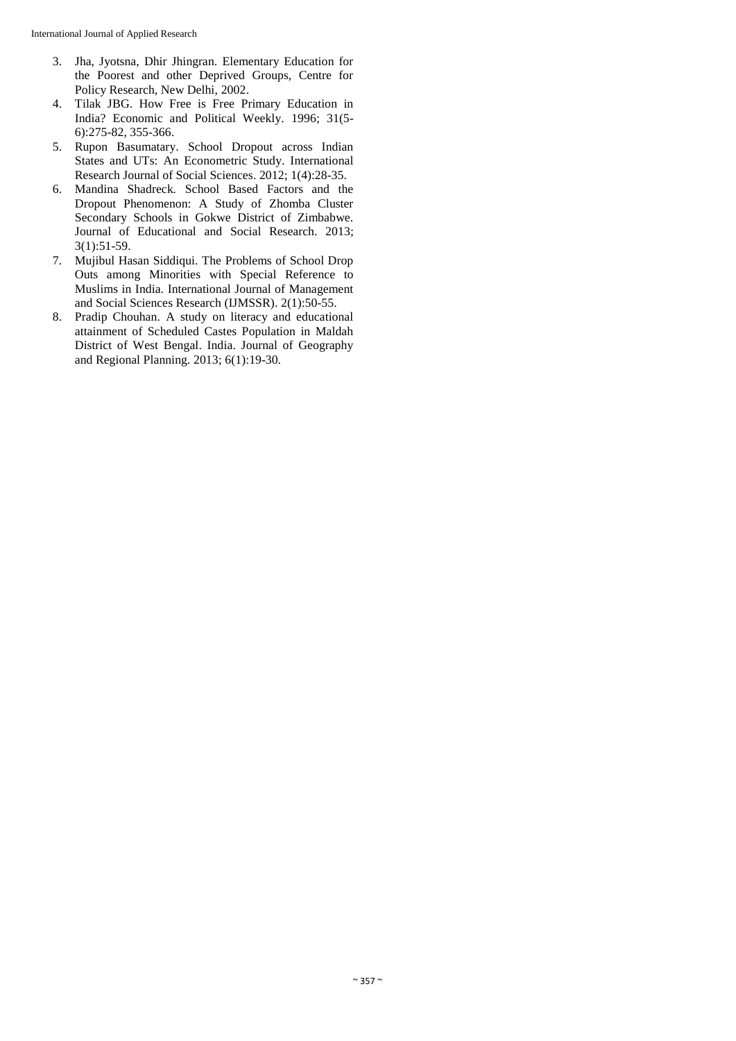3. Jha, Jyotsna, Dhir Jhingran. Elementary Education for the Poorest and other Deprived Groups, Centre for Policy Research, New Delhi, 2002.
4. Tilak JBG. How Free is Free Primary Education in India? Economic and Political Weekly. 1996; 31(5-6):275-82, 355-366.
5. Rupon Basumatary. School Dropout across Indian States and UTs: An Econometric Study. International Research Journal of Social Sciences. 2012; 1(4):28-35.
6. Mandina Shadreck. School Based Factors and the Dropout Phenomenon: A Study of Zhomba Cluster Secondary Schools in Gokwe District of Zimbabwe. Journal of Educational and Social Research. 2013; 3(1):51-59.
7. Mujibul Hasan Siddiqui. The Problems of School Drop Outs among Minorities with Special Reference to Muslims in India. International Journal of Management and Social Sciences Research (IJMSSR). 2(1):50-55.
8. Pradip Chouhan. A study on literacy and educational attainment of Scheduled Castes Population in Maldah District of West Bengal. India. Journal of Geography and Regional Planning. 2013; 6(1):19-30.